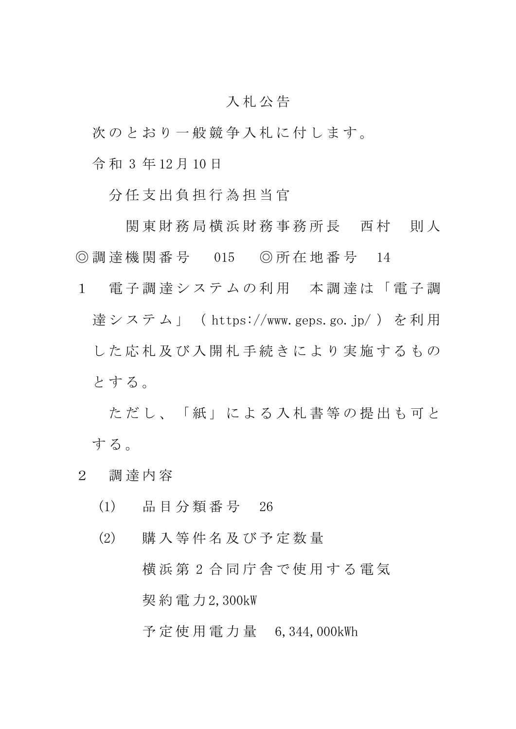# 入札公告

次のとおり一般競争入札に付します。

令和３年12月10日

分任支出負担行為担当官

関東財務局横浜財務事務所長　西村　則人

◎調達機関番号　015　◎所在地番号　14

１　電子調達システムの利用　本調達は「電子調達システム」（https://www.geps.go.jp/）を利用した応札及び入開札手続きにより実施するものとする。

ただし、「紙」による入札書等の提出も可とする。

２　調達内容

(1)　品目分類番号　26

(2)　購入等件名及び予定数量

横浜第２合同庁舎で使用する電気

契約電力2,300kW

予定使用電力量　6,344,000kWh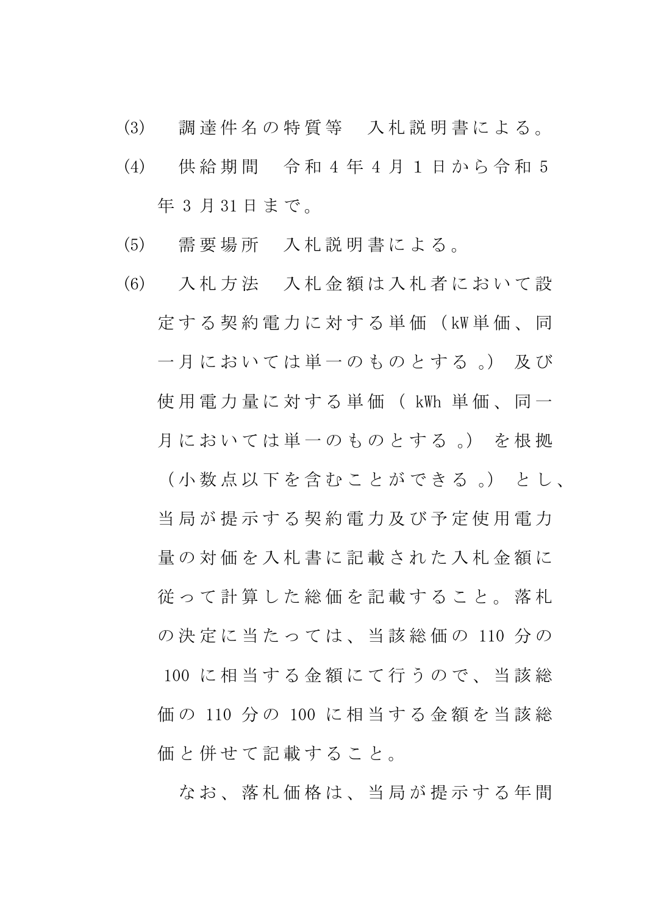(3)　調達件名の特質等　入札説明書による。

(4)　供給期間　令和4年4月1日から令和5年3月31日まで。

(5)　需要場所　入札説明書による。

(6)　入札方法　入札金額は入札者において設定する契約電力に対する単価（kW単価、同一月においては単一のものとする。）及び使用電力量に対する単価（kWh単価、同一月においては単一のものとする。）を根拠（小数点以下を含むことができる。）とし、当局が提示する契約電力及び予定使用電力量の対価を入札書に記載された入札金額に従って計算した総価を記載すること。落札の決定に当たっては、当該総価の110分の100に相当する金額にて行うので、当該総価の110分の100に相当する金額を当該総価と併せて記載すること。

なお、落札価格は、当局が提示する年間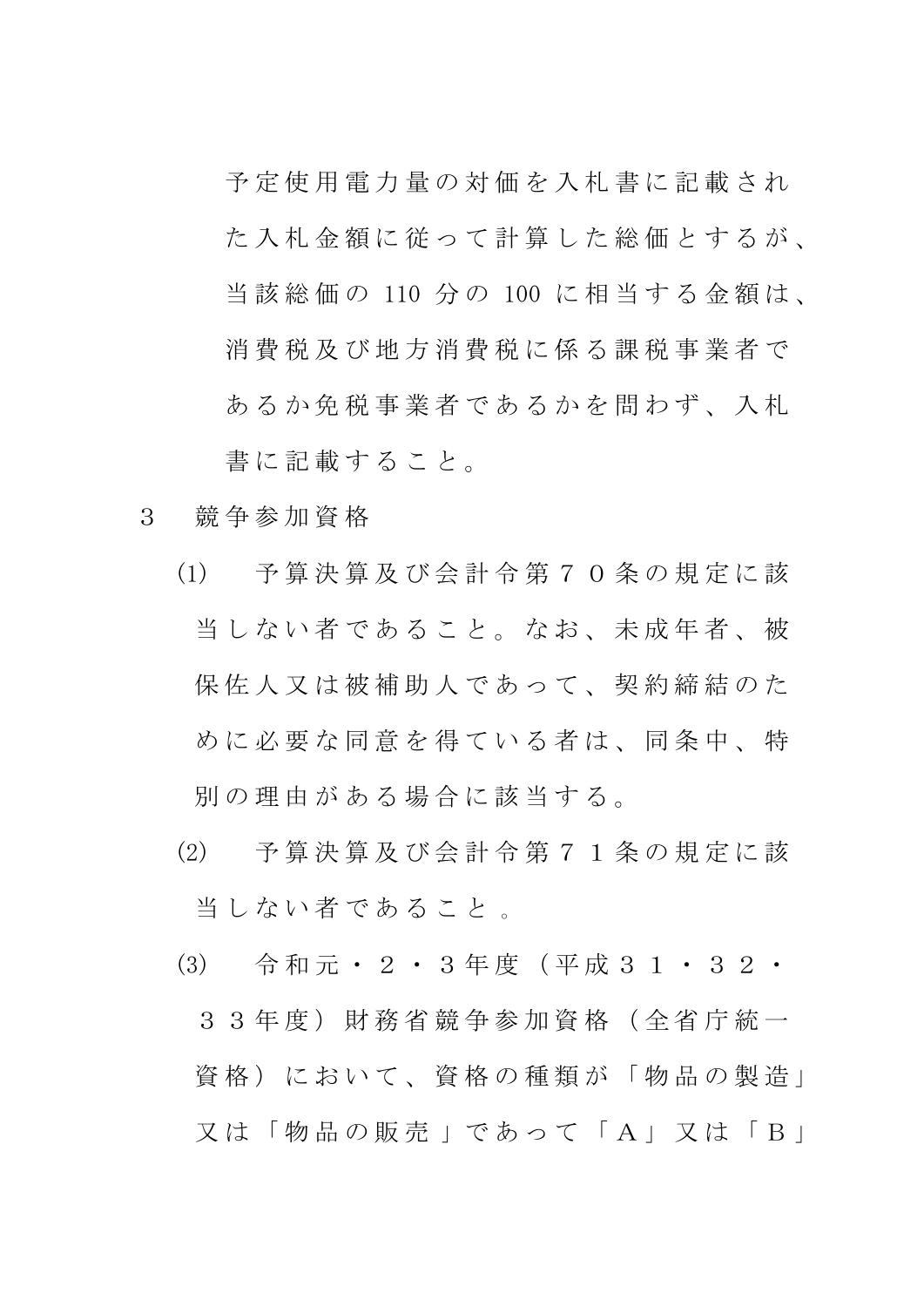予定使用電力量の対価を入札書に記載された入札金額に従って計算した総価とするが、当該総価の 110 分の 100 に相当する金額は、消費税及び地方消費税に係る課税事業者であるか免税事業者であるかを問わず、入札書に記載すること。

3　競争参加資格

(1)　予算決算及び会計令第７０条の規定に該当しない者であること。なお、未成年者、被保佐人又は被補助人であって、契約締結のために必要な同意を得ている者は、同条中、特別の理由がある場合に該当する。

(2)　予算決算及び会計令第７１条の規定に該当しない者であること 。

(3)　令和元・２・３年度（平成３１・３２・３３年度）財務省競争参加資格（全省庁統一資格）において、資格の種類が「物品の製造」又は「物品の販売 」であって「Ａ」又は「Ｂ」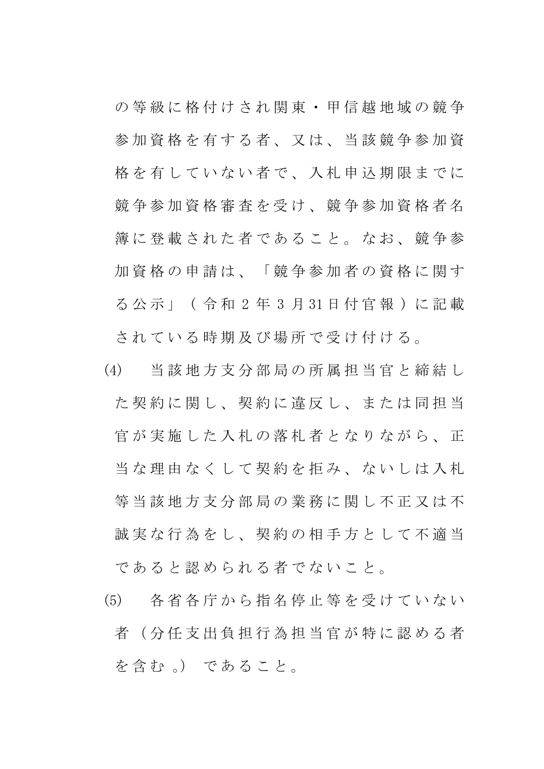の等級に格付けされ関東・甲信越地域の競争参加資格を有する者、又は、当該競争参加資格を有していない者で、入札申込期限までに競争参加資格審査を受け、競争参加資格者名簿に登載された者であること。なお、競争参加資格の申請は、「競争参加者の資格に関する公示」（令和2年3月31日付官報）に記載されている時期及び場所で受け付ける。

(4) 当該地方支分部局の所属担当官と締結した契約に関し、契約に違反し、または同担当官が実施した入札の落札者となりながら、正当な理由なくして契約を拒み、ないしは入札等当該地方支分部局の業務に関し不正又は不誠実な行為をし、契約の相手方として不適当であると認められる者でないこと。

(5) 各省各庁から指名停止等を受けていない者（分任支出負担行為担当官が特に認める者を含む。）であること。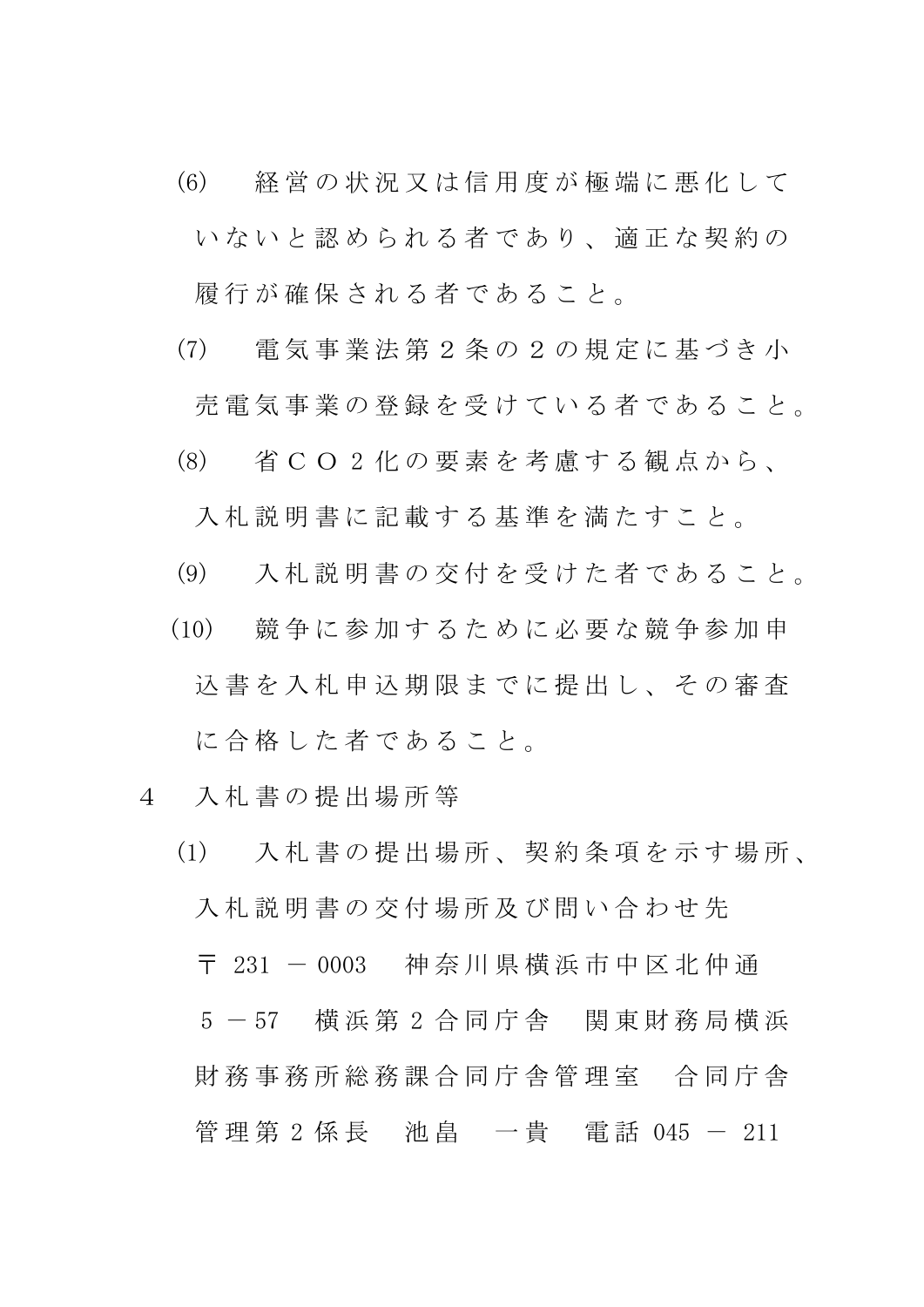(6)　経営の状況又は信用度が極端に悪化していないと認められる者であり、適正な契約の履行が確保される者であること。

(7)　電気事業法第２条の２の規定に基づき小売電気事業の登録を受けている者であること。

(8)　省ＣＯ２化の要素を考慮する観点から、入札説明書に記載する基準を満たすこと。

(9)　入札説明書の交付を受けた者であること。

(10)　競争に参加するために必要な競争参加申込書を入札申込期限までに提出し、その審査に合格した者であること。

４　入札書の提出場所等

(1)　入札書の提出場所、契約条項を示す場所、入札説明書の交付場所及び問い合わせ先

〒 231 － 0003　神奈川県横浜市中区北仲通 5 － 57　横浜第 2 合同庁舎　関東財務局横浜財務事務所総務課合同庁舎管理室　合同庁舎管理第 2 係長　池畠　一貴　電話 045 － 211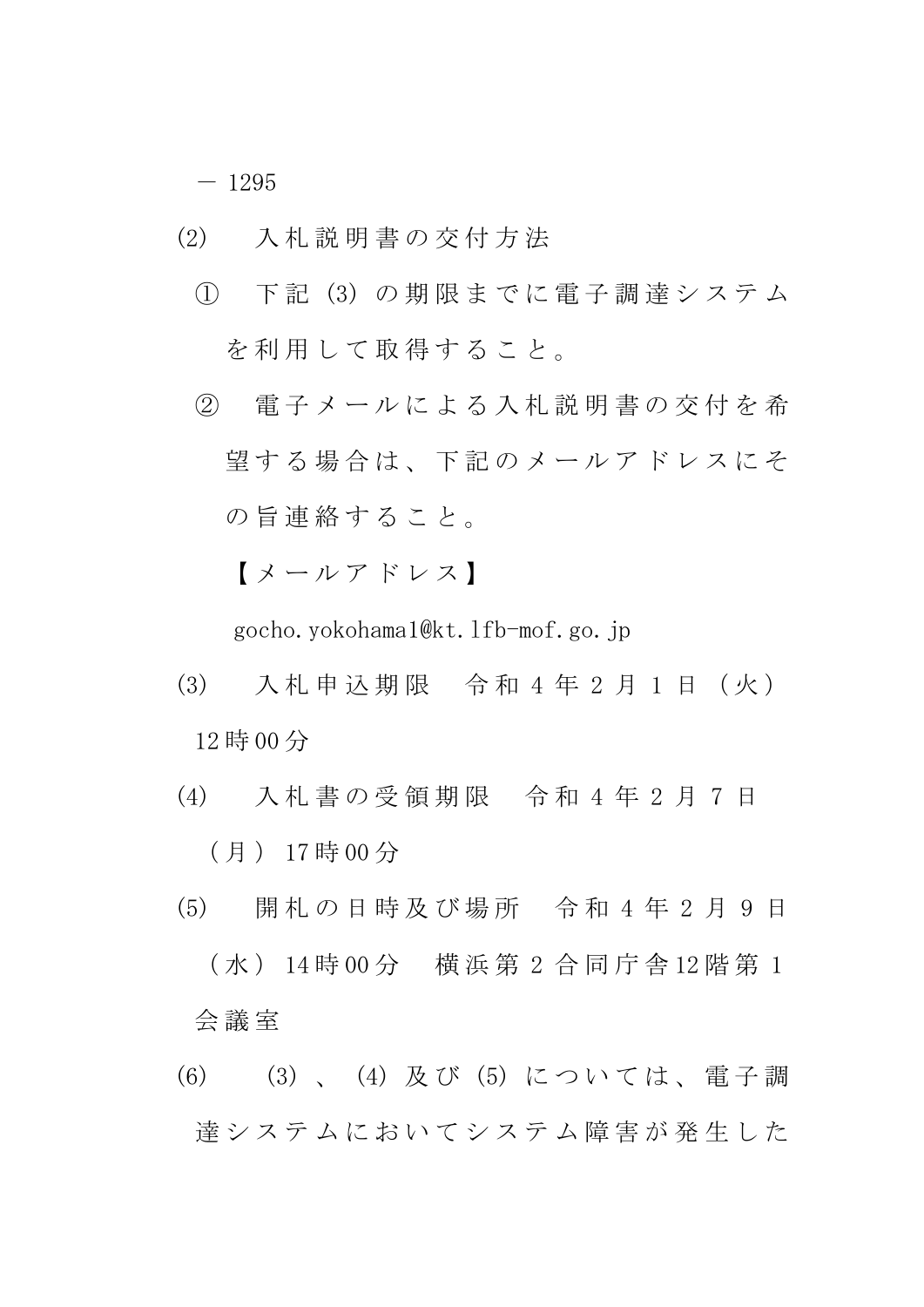－ 1295

⑵　入札説明書の交付方法

①　下記⑶の期限までに電子調達システムを利用して取得すること。

②　電子メールによる入札説明書の交付を希望する場合は、下記のメールアドレスにその旨連絡すること。

【メールアドレス】

gocho.yokohama1@kt.lfb-mof.go.jp

⑶　入札申込期限　令和4年2月1日（火）12時00分

⑷　入札書の受領期限　令和4年2月7日（月）17時00分

⑸　開札の日時及び場所　令和4年2月9日（水）14時00分　横浜第2合同庁舎12階第1会議室

⑹　⑶、⑷及び⑸については、電子調達システムにおいてシステム障害が発生した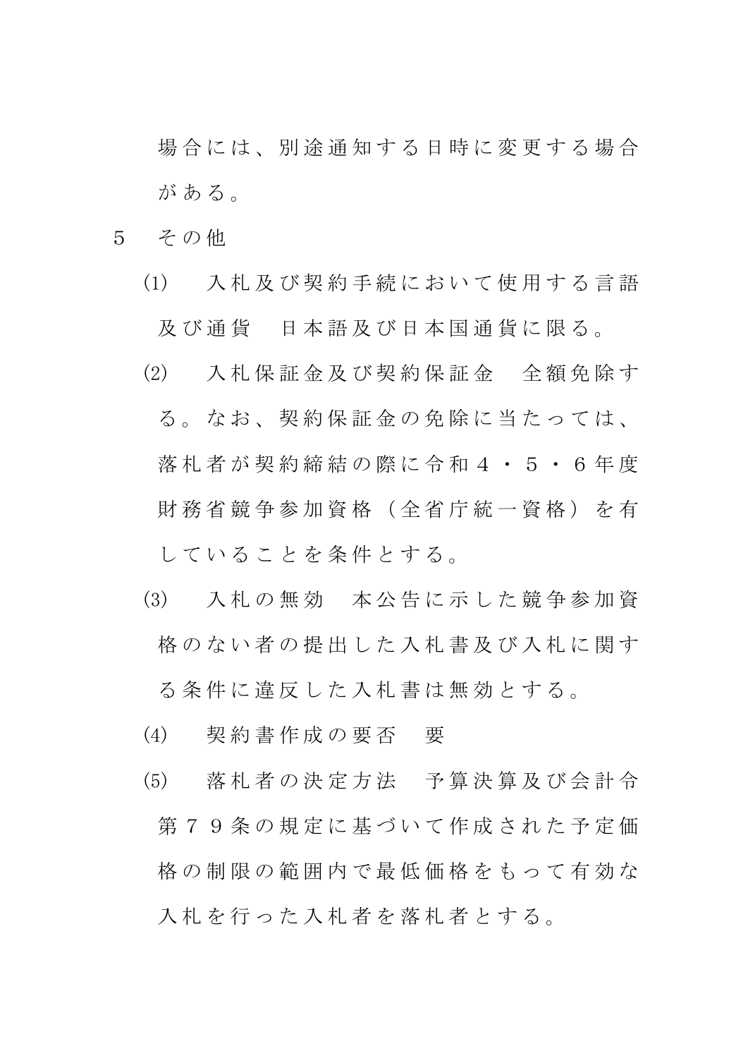場合には、別途通知する日時に変更する場合がある。

5　その他

(1)　入札及び契約手続において使用する言語及び通貨　日本語及び日本国通貨に限る。

(2)　入札保証金及び契約保証金　全額免除する。なお、契約保証金の免除に当たっては、落札者が契約締結の際に令和４・５・６年度財務省競争参加資格（全省庁統一資格）を有していることを条件とする。

(3)　入札の無効　本公告に示した競争参加資格のない者の提出した入札書及び入札に関する条件に違反した入札書は無効とする。

(4)　契約書作成の要否　要

(5)　落札者の決定方法　予算決算及び会計令第７９条の規定に基づいて作成された予定価格の制限の範囲内で最低価格をもって有効な入札を行った入札者を落札者とする。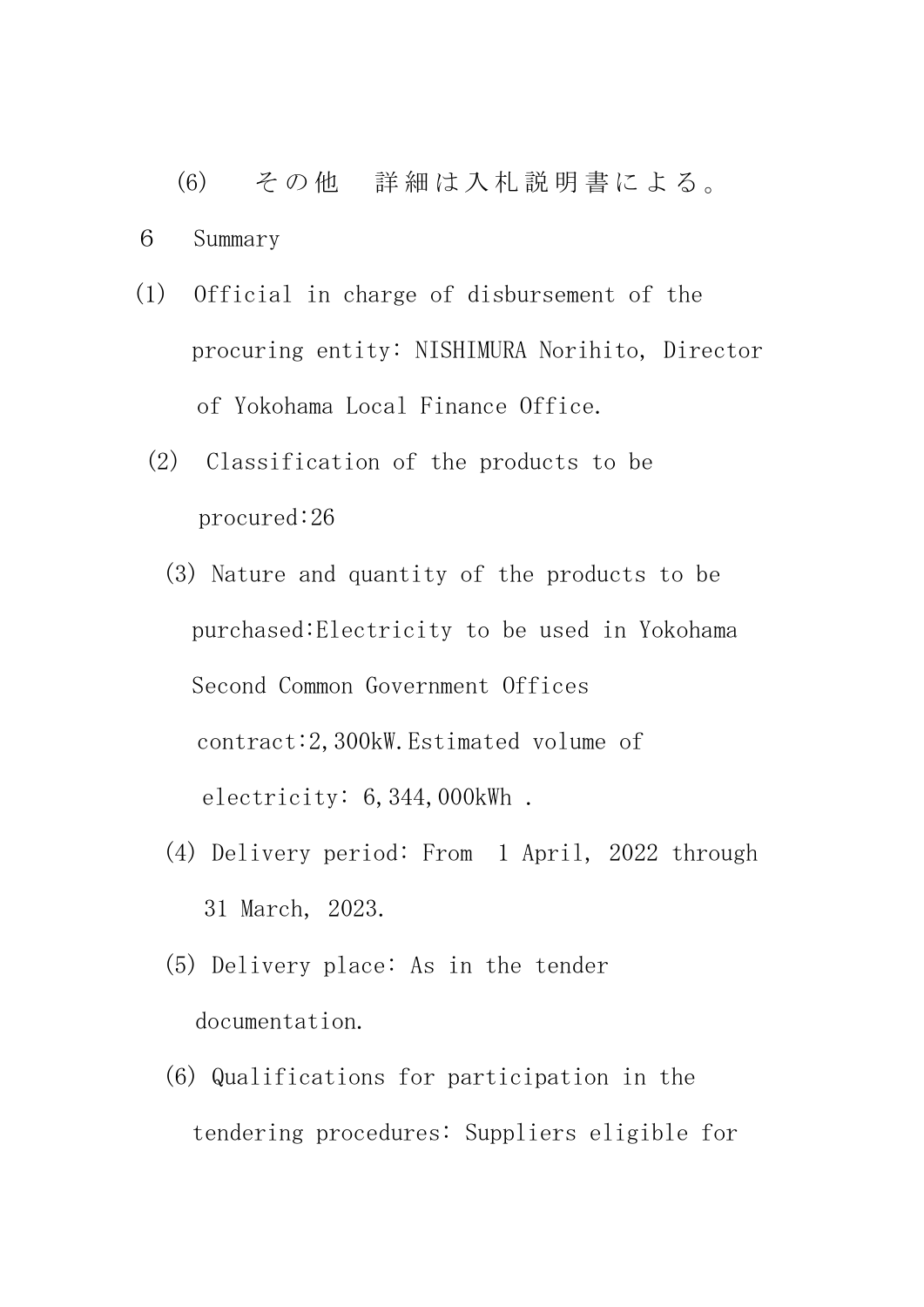(6)　その他　詳細は入札説明書による。

６　Summary

(1)　Official in charge of disbursement of the procuring entity: NISHIMURA Norihito, Director of Yokohama Local Finance Office.

(2)　Classification of the products to be procured:26

(3) Nature and quantity of the products to be purchased:Electricity to be used in Yokohama Second Common Government Offices contract:2,300kW.Estimated volume of electricity: 6,344,000kWh .

(4) Delivery period: From 1 April, 2022 through 31 March, 2023.

(5) Delivery place: As in the tender documentation.

(6) Qualifications for participation in the tendering procedures: Suppliers eligible for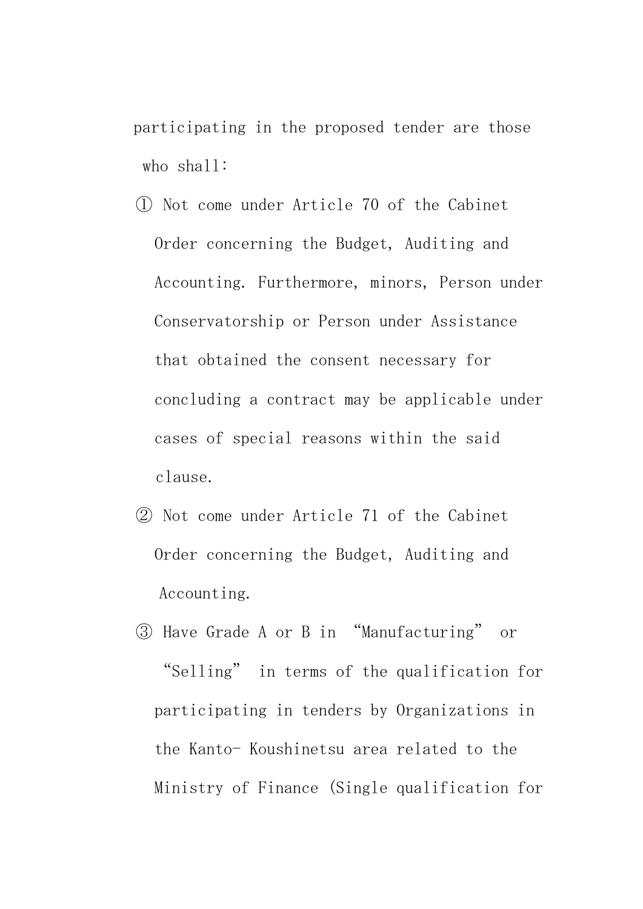participating in the proposed tender are those who shall:

① Not come under Article 70 of the Cabinet Order concerning the Budget, Auditing and Accounting. Furthermore, minors, Person under Conservatorship or Person under Assistance that obtained the consent necessary for concluding a contract may be applicable under cases of special reasons within the said clause.

② Not come under Article 71 of the Cabinet Order concerning the Budget, Auditing and Accounting.

③ Have Grade A or B in “Manufacturing” or “Selling” in terms of the qualification for participating in tenders by Organizations in the Kanto- Koushinetsu area related to the Ministry of Finance (Single qualification for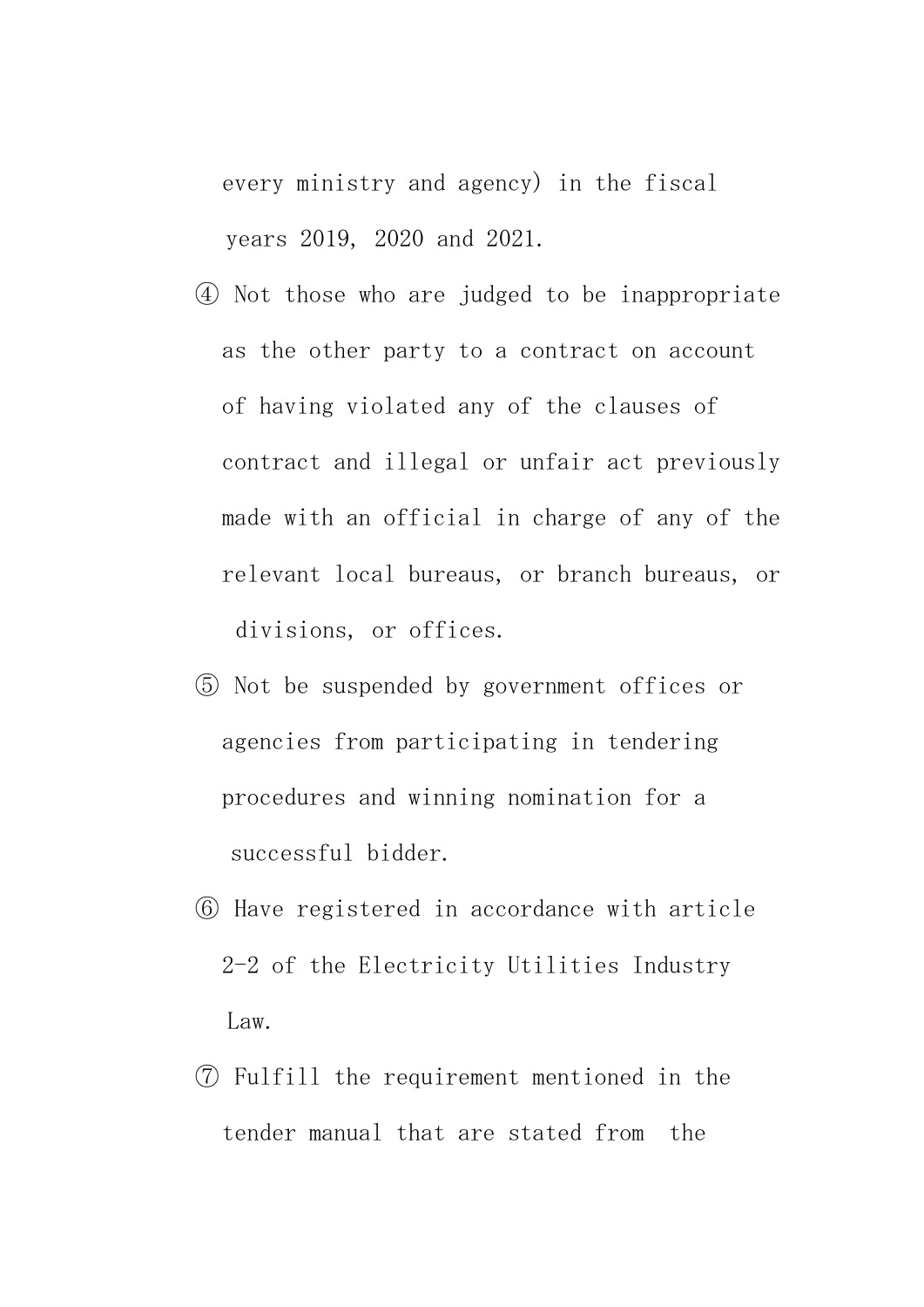every ministry and agency) in the fiscal years 2019, 2020 and 2021.

④ Not those who are judged to be inappropriate as the other party to a contract on account of having violated any of the clauses of contract and illegal or unfair act previously made with an official in charge of any of the relevant local bureaus, or branch bureaus, or divisions, or offices.

⑤ Not be suspended by government offices or agencies from participating in tendering procedures and winning nomination for a successful bidder.

⑥ Have registered in accordance with article 2-2 of the Electricity Utilities Industry Law.

⑦ Fulfill the requirement mentioned in the tender manual that are stated from the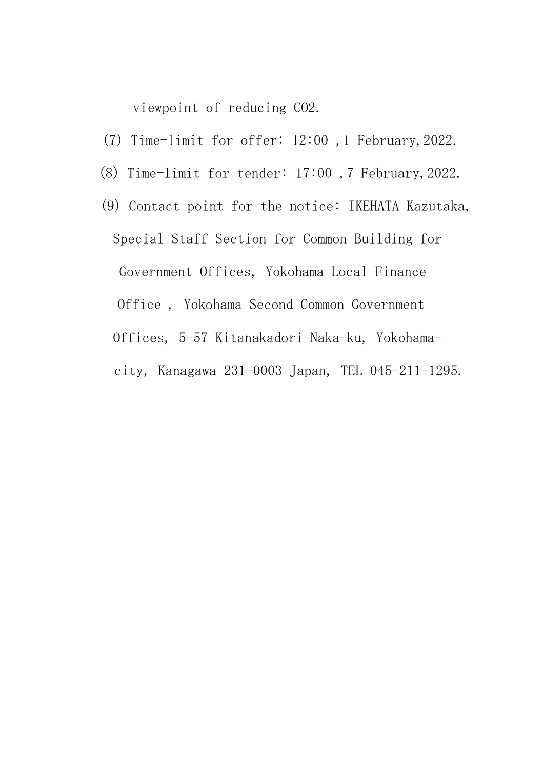viewpoint of reducing $CO_2$.

(7) Time-limit for offer: 12:00 ,1 February,2022.

(8) Time-limit for tender: 17:00 ,7 February,2022.

(9) Contact point for the notice: IKEHATA Kazutaka, Special Staff Section for Common Building for Government Offices, Yokohama Local Finance Office , Yokohama Second Common Government Offices, 5-57 Kitanakadori Naka-ku, Yokohama-city, Kanagawa 231-0003 Japan, TEL 045-211-1295.